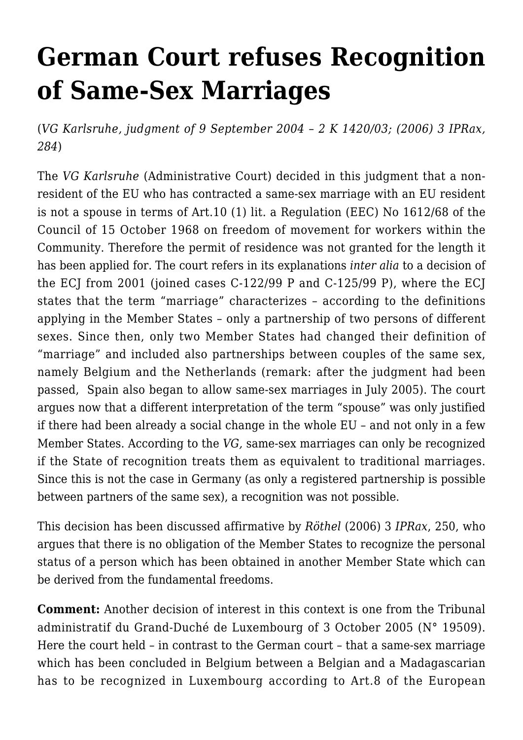# German Court refuses Recognition of Same-Sex Marriages

(*VG Karlsruhe, judgment of 9 September 2004 – 2 K 1420/03; (2006) 3 IPRax, 284*)

The *VG Karlsruhe* (Administrative Court) decided in this judgment that a non-resident of the EU who has contracted a same-sex marriage with an EU resident is not a spouse in terms of Art.10 (1) lit. a Regulation (EEC) No 1612/68 of the Council of 15 October 1968 on freedom of movement for workers within the Community. Therefore the permit of residence was not granted for the length it has been applied for. The court refers in its explanations *inter alia* to a decision of the ECJ from 2001 (joined cases C-122/99 P and C-125/99 P), where the ECJ states that the term "marriage" characterizes – according to the definitions applying in the Member States – only a partnership of two persons of different sexes. Since then, only two Member States had changed their definition of "marriage" and included also partnerships between couples of the same sex, namely Belgium and the Netherlands (remark: after the judgment had been passed, Spain also began to allow same-sex marriages in July 2005). The court argues now that a different interpretation of the term "spouse" was only justified if there had been already a social change in the whole EU – and not only in a few Member States. According to the *VG*, same-sex marriages can only be recognized if the State of recognition treats them as equivalent to traditional marriages. Since this is not the case in Germany (as only a registered partnership is possible between partners of the same sex), a recognition was not possible.

This decision has been discussed affirmative by *Röthel* (2006) 3 *IPRax*, 250, who argues that there is no obligation of the Member States to recognize the personal status of a person which has been obtained in another Member State which can be derived from the fundamental freedoms.

**Comment:** Another decision of interest in this context is one from the Tribunal administratif du Grand-Duché de Luxembourg of 3 October 2005 (N° 19509). Here the court held – in contrast to the German court – that a same-sex marriage which has been concluded in Belgium between a Belgian and a Madagascarian has to be recognized in Luxembourg according to Art.8 of the European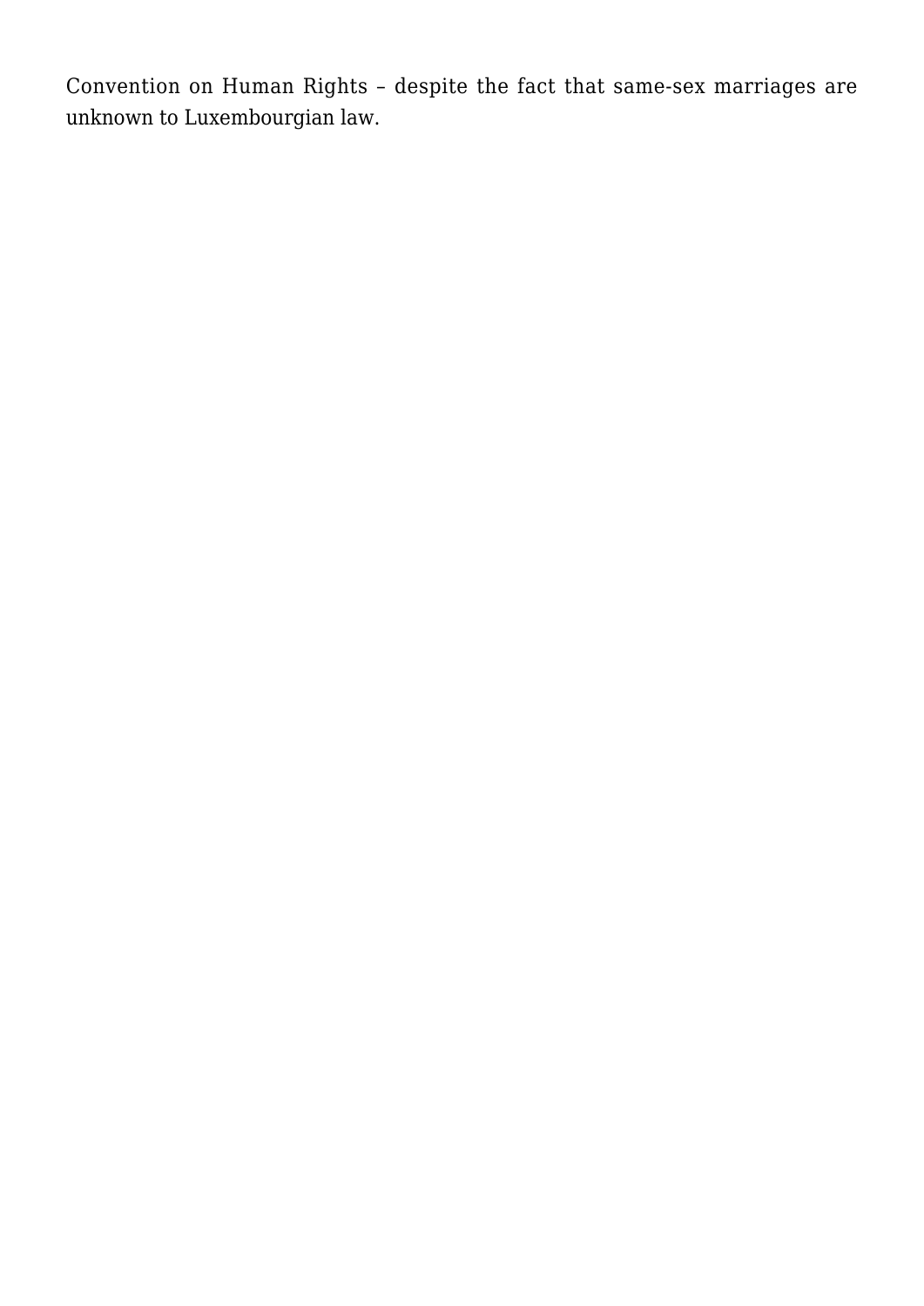Convention on Human Rights – despite the fact that same-sex marriages are unknown to Luxembourgian law.